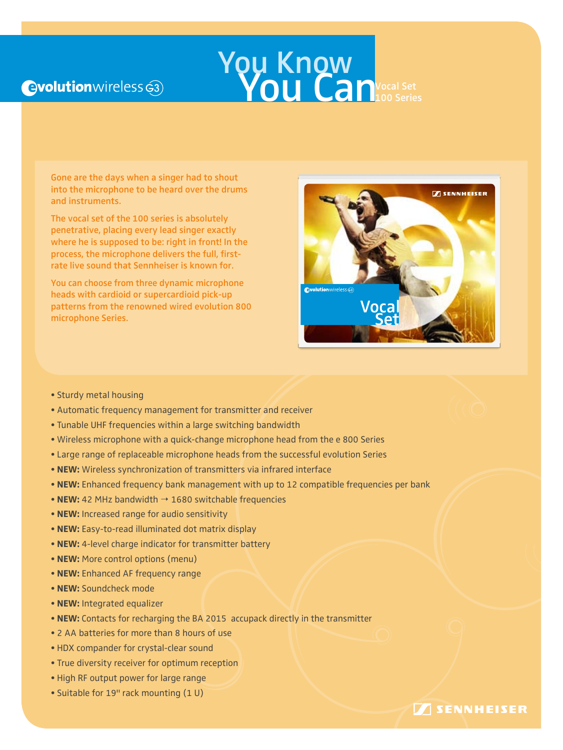evolutionwireless G3

# You Know You Can

Vocal Set
100 Series

Gone are the days when a singer had to shout into the microphone to be heard over the drums and instruments.

The vocal set of the 100 series is absolutely penetrative, placing every lead singer exactly where he is supposed to be: right in front! In the process, the microphone delivers the full, first-rate live sound that Sennheiser is known for.

You can choose from three dynamic microphone heads with cardioid or supercardioid pick-up patterns from the renowned wired evolution 800 microphone Series.

- Sturdy metal housing
- Automatic frequency management for transmitter and receiver
- Tunable UHF frequencies within a large switching bandwidth
- Wireless microphone with a quick-change microphone head from the e 800 Series
- Large range of replaceable microphone heads from the successful evolution Series
- **NEW:** Wireless synchronization of transmitters via infrared interface
- **NEW:** Enhanced frequency bank management with up to 12 compatible frequencies per bank
- **NEW:** 42 MHz bandwidth → 1680 switchable frequencies
- **NEW:** Increased range for audio sensitivity
- **NEW:** Easy-to-read illuminated dot matrix display
- **NEW:** 4-level charge indicator for transmitter battery
- **NEW:** More control options (menu)
- **NEW:** Enhanced AF frequency range
- **NEW:** Soundcheck mode
- **NEW:** Integrated equalizer
- **NEW:** Contacts for recharging the BA 2015 accupack directly in the transmitter
- 2 AA batteries for more than 8 hours of use
- HDX compander for crystal-clear sound
- True diversity receiver for optimum reception
- High RF output power for large range
- Suitable for 19" rack mounting (1 U)

SENNHEISER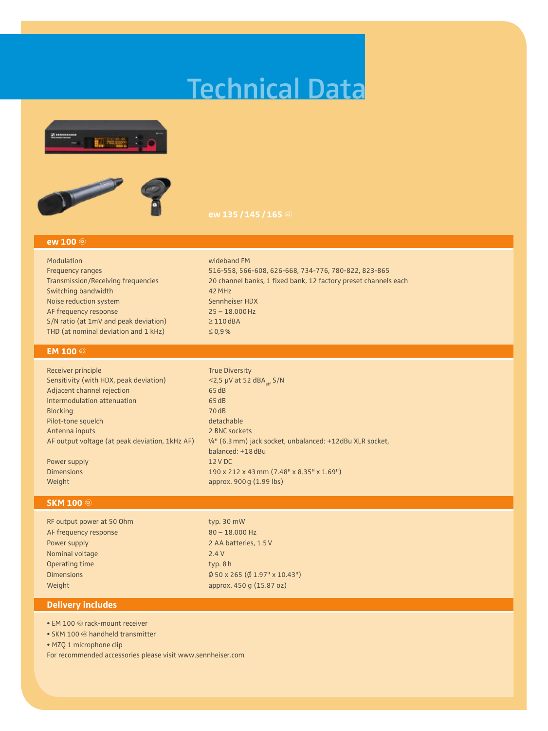# Technical Data

ew 135 / 145 / 165 G3

## ew 100 G3

| | |
|---|---|
| Modulation | wideband FM |
| Frequency ranges | 516-558, 566-608, 626-668, 734-776, 780-822, 823-865 |
| Transmission/Receiving frequencies | 20 channel banks, 1 fixed bank, 12 factory preset channels each |
| Switching bandwidth | 42 MHz |
| Noise reduction system | Sennheiser HDX |
| AF frequency response | 25 – 18.000 Hz |
| S/N ratio (at 1mV and peak deviation) | ≥ 110 dBA |
| THD (at nominal deviation and 1 kHz) | ≤ 0,9 % |

## EM 100 G3

| | |
|---|---|
| Receiver principle | True Diversity |
| Sensitivity (with HDX, peak deviation) | <2,5 µV at 52 $dBA_{eff}$ S/N |
| Adjacent channel rejection | 65 dB |
| Intermodulation attenuation | 65 dB |
| Blocking | 70 dB |
| Pilot-tone squelch | detachable |
| Antenna inputs | 2 BNC sockets |
| AF output voltage (at peak deviation, 1kHz AF) | ¼" (6.3 mm) jack socket, unbalanced: +12dBu XLR socket, balanced: +18 dBu |
| Power supply | 12 V DC |
| Dimensions | 190 x 212 x 43 mm (7.48" x 8.35" x 1.69") |
| Weight | approx. 900 g (1.99 lbs) |

## SKM 100 G3

| | |
|---|---|
| RF output power at 50 Ohm | typ. 30 mW |
| AF frequency response | 80 – 18.000 Hz |
| Power supply | 2 AA batteries, 1.5 V |
| Nominal voltage | 2.4 V |
| Operating time | typ. 8 h |
| Dimensions | Ø 50 x 265 (Ø 1.97" x 10.43") |
| Weight | approx. 450 g (15.87 oz) |

## Delivery includes

- EM 100 G3 rack-mount receiver
- SKM 100 G3 handheld transmitter
- MZQ 1 microphone clip

For recommended accessories please visit www.sennheiser.com